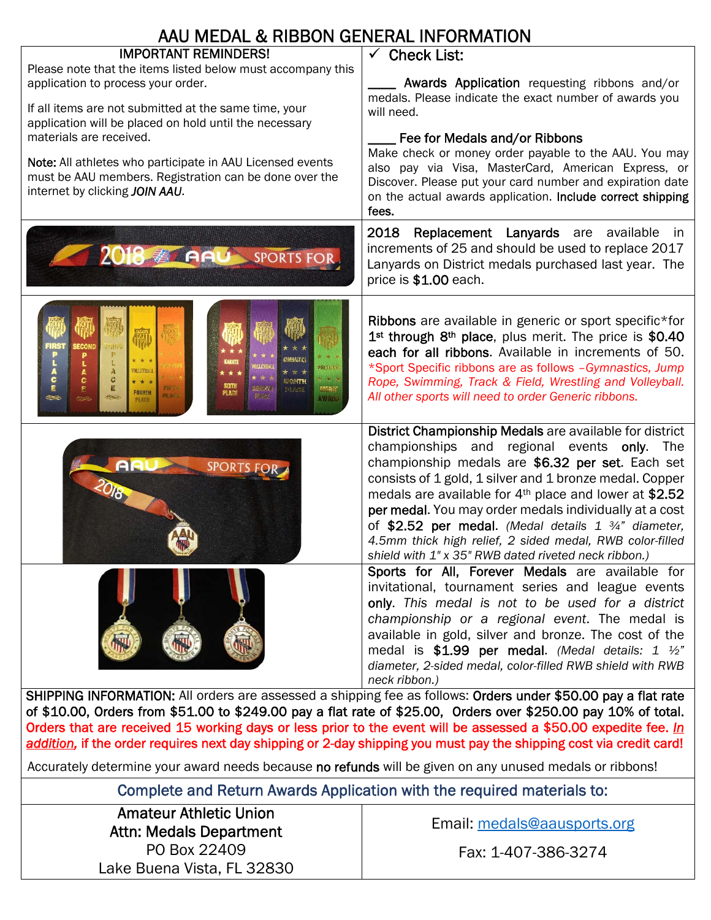# AAU MEDAL & RIBBON GENERAL INFORMATION

**IMPORTANT REMINDERS!**

Please note that the items listed below must accompany this application to process your order.

If all items are not submitted at the same time, your application will be placed on hold until the necessary materials are received.

**Note:** All athletes who participate in AAU Licensed events must be AAU members. Registration can be done over the internet by clicking ***JOIN AAU***.

**✓ Check List:**

____ **Awards Application** requesting ribbons and/or medals. Please indicate the exact number of awards you will need.

____ **Fee for Medals and/or Ribbons**
Make check or money order payable to the AAU. You may also pay via Visa, MasterCard, American Express, or Discover. Please put your card number and expiration date on the actual awards application. **Include correct shipping fees.**

**2018 Replacement Lanyards** are available in increments of 25 and should be used to replace 2017 Lanyards on District medals purchased last year. The price is **$1.00** each.

**Ribbons** are available in generic or sport specific*for **1st through 8th place**, plus merit. The price is **$0.40 each for all ribbons**. Available in increments of 50. *Sport Specific ribbons are as follows –*Gymnastics, Jump Rope, Swimming, Track & Field, Wrestling and Volleyball. All other sports will need to order Generic ribbons.*

**District Championship Medals** are available for district championships and regional events **only**. The championship medals are **$6.32 per set**. Each set consists of 1 gold, 1 silver and 1 bronze medal. Copper medals are available for 4th place and lower at **$2.52 per medal**. You may order medals individually at a cost of **$2.52 per medal**. *(Medal details 1 ¾" diameter, 4.5mm thick high relief, 2 sided medal, RWB color-filled shield with 1" x 35" RWB dated riveted neck ribbon.)*

**Sports for All, Forever Medals** are available for invitational, tournament series and league events **only**. *This medal is not to be used for a district championship or a regional event.* The medal is available in gold, silver and bronze. The cost of the medal is **$1.99 per medal**. *(Medal details: 1 ½" diameter, 2-sided medal, color-filled RWB shield with RWB neck ribbon.)*

**SHIPPING INFORMATION:** All orders are assessed a shipping fee as follows: **Orders under $50.00 pay a flat rate of $10.00, Orders from $51.00 to $249.00 pay a flat rate of $25.00, Orders over $250.00 pay 10% of total.** **Orders that are received 15 working days or less prior to the event will be assessed a $50.00 expedite fee. *In addition*, if the order requires next day shipping or 2-day shipping you must pay the shipping cost via credit card!**

Accurately determine your award needs because **no refunds** will be given on any unused medals or ribbons!

**Complete and Return Awards Application with the required materials to:**

| Amateur Athletic Union<br>Attn: Medals Department<br>PO Box 22409<br>Lake Buena Vista, FL 32830 | Email: medals@aausports.org<br><br>Fax: 1-407-386-3274 |
|---|---|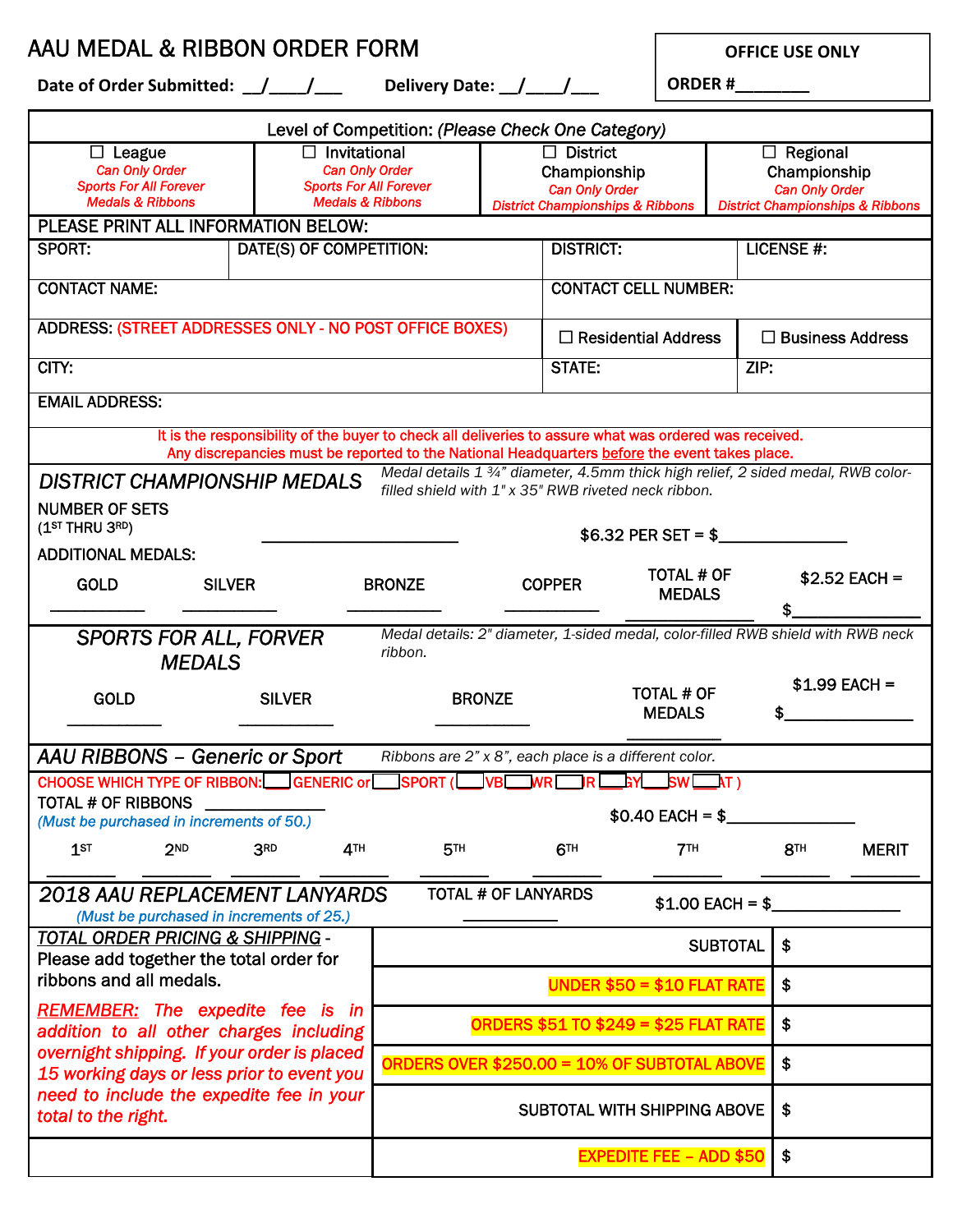# AAU MEDAL & RIBBON ORDER FORM

**Date of Order Submitted:** __/____/___ **Delivery Date:** __/____/___

| OFFICE USE ONLY |
|---|
| ORDER #________ |

**Level of Competition:** *(Please Check One Category)*

| ☐ League | ☐ Invitational | ☐ District Championship | ☐ Regional Championship |
|---|---|---|---|
| *Can Only Order Sports For All Forever Medals & Ribbons* | *Can Only Order Sports For All Forever Medals & Ribbons* | *Can Only Order District Championships & Ribbons* | *Can Only Order District Championships & Ribbons* |

PLEASE PRINT ALL INFORMATION BELOW:

| SPORT: | DATE(S) OF COMPETITION: | DISTRICT: | LICENSE #: |
|---|---|---|---|
| CONTACT NAME: | | CONTACT CELL NUMBER: | |
| ADDRESS: (STREET ADDRESSES ONLY - NO POST OFFICE BOXES) | | ☐ Residential Address | ☐ Business Address |
| CITY: | | STATE: | ZIP: |
| EMAIL ADDRESS: | | | |

It is the responsibility of the buyer to check all deliveries to assure what was ordered was received. Any discrepancies must be reported to the National Headquarters before the event takes place.

## *DISTRICT CHAMPIONSHIP MEDALS*

*Medal details 1 ¾" diameter, 4.5mm thick high relief, 2 sided medal, RWB color-filled shield with 1" x 35" RWB riveted neck ribbon.*

NUMBER OF SETS (1ST THRU 3RD) ____________________ $6.32 PER SET = $______________

ADDITIONAL MEDALS:

| GOLD | SILVER | BRONZE | COPPER | TOTAL # OF MEDALS | $2.52 EACH = |
|---|---|---|---|---|---|
| __________ | __________ | __________ | __________ | __________ | $__________ |

## *SPORTS FOR ALL, FORVER MEDALS*

*Medal details: 2" diameter, 1-sided medal, color-filled RWB shield with RWB neck ribbon.*

| GOLD | SILVER | BRONZE | TOTAL # OF MEDALS | $1.99 EACH = |
|---|---|---|---|---|
| __________ | __________ | __________ | __________ | $__________ |

## *AAU RIBBONS – Generic or Sport*

*Ribbons are 2" x 8", each place is a different color.*

CHOOSE WHICH TYPE OF RIBBON: ☐ GENERIC or ☐ SPORT ( ☐ VB ☐ WR ☐ TR ☐ GY ☐ SW ☐ AT )

TOTAL # OF RIBBONS __________ *(Must be purchased in increments of 50.)* $0.40 EACH = $______________

| 1ST | 2ND | 3RD | 4TH | 5TH | 6TH | 7TH | 8TH | MERIT |
|---|---|---|---|---|---|---|---|---|
| ______ | ______ | ______ | ______ | ______ | ______ | ______ | ______ | ______ |

## *2018 AAU REPLACEMENT LANYARDS*

*(Must be purchased in increments of 25.)*

TOTAL # OF LANYARDS __________ $1.00 EACH = $______________

## *TOTAL ORDER PRICING & SHIPPING* -

Please add together the total order for ribbons and all medals.

***REMEMBER:*** *The expedite fee is in addition to all other charges including overnight shipping. If your order is placed 15 working days or less prior to event you need to include the expedite fee in your total to the right.*

| | |
|---|---|
| SUBTOTAL | $ |
| UNDER $50 = $10 FLAT RATE | $ |
| ORDERS $51 TO $249 = $25 FLAT RATE | $ |
| ORDERS OVER $250.00 = 10% OF SUBTOTAL ABOVE | $ |
| SUBTOTAL WITH SHIPPING ABOVE | $ |
| EXPEDITE FEE – ADD $50 | $ |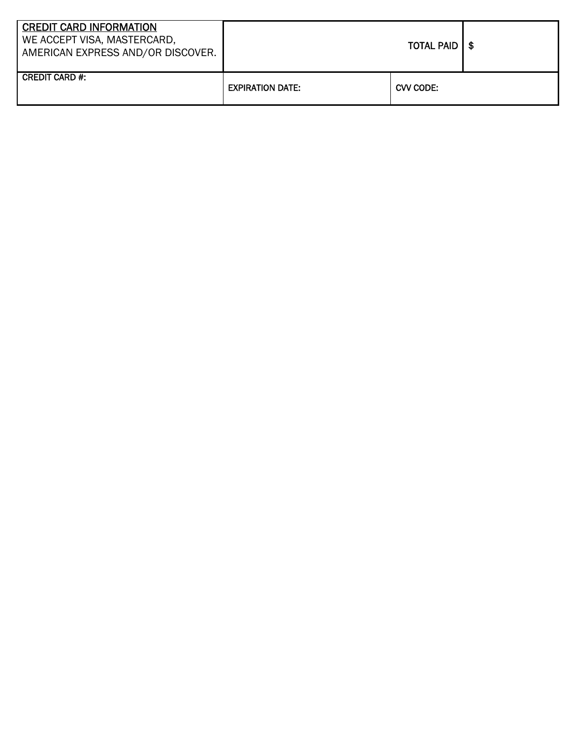| | | | |
|---|---|---|---|
| **CREDIT CARD INFORMATION**<br>WE ACCEPT VISA, MASTERCARD, AMERICAN EXPRESS AND/OR DISCOVER. | | TOTAL PAID | $ |
| CREDIT CARD #: | EXPIRATION DATE: | CVV CODE: | |